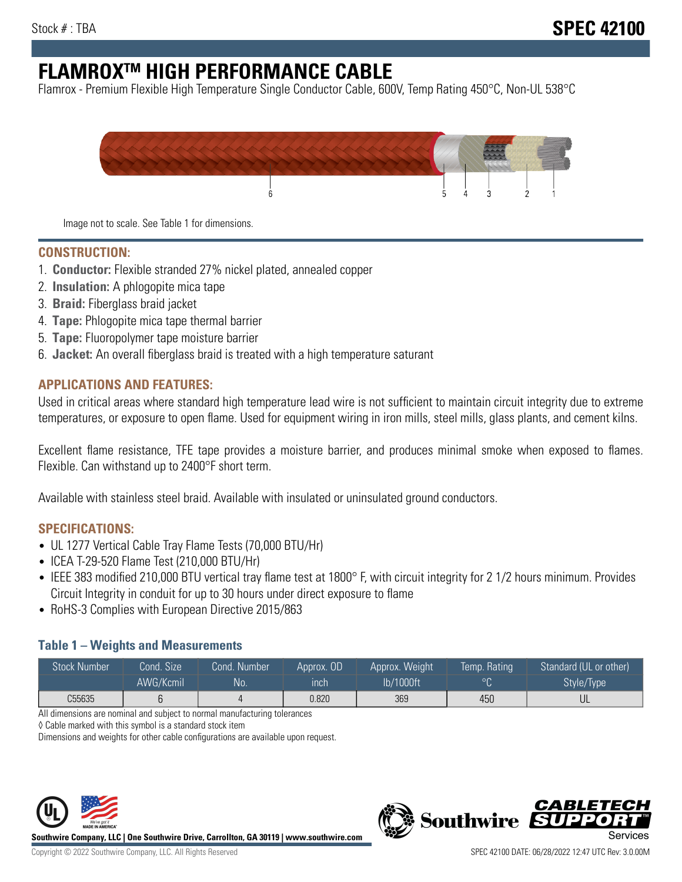Stock # : TBA

# SPEC 42100

# FLAMROX™ HIGH PERFORMANCE CABLE

Flamrox - Premium Flexible High Temperature Single Conductor Cable, 600V, Temp Rating 450°C, Non-UL 538°C

Image not to scale. See Table 1 for dimensions.

## CONSTRUCTION:

1. **Conductor:** Flexible stranded 27% nickel plated, annealed copper
2. **Insulation:** A phlogopite mica tape
3. **Braid:** Fiberglass braid jacket
4. **Tape:** Phlogopite mica tape thermal barrier
5. **Tape:** Fluoropolymer tape moisture barrier
6. **Jacket:** An overall fiberglass braid is treated with a high temperature saturant

## APPLICATIONS AND FEATURES:

Used in critical areas where standard high temperature lead wire is not sufficient to maintain circuit integrity due to extreme temperatures, or exposure to open flame. Used for equipment wiring in iron mills, steel mills, glass plants, and cement kilns.

Excellent flame resistance, TFE tape provides a moisture barrier, and produces minimal smoke when exposed to flames. Flexible. Can withstand up to 2400°F short term.

Available with stainless steel braid. Available with insulated or uninsulated ground conductors.

## SPECIFICATIONS:

- UL 1277 Vertical Cable Tray Flame Tests (70,000 BTU/Hr)
- ICEA T-29-520 Flame Test (210,000 BTU/Hr)
- IEEE 383 modified 210,000 BTU vertical tray flame test at 1800° F, with circuit integrity for 2 1/2 hours minimum. Provides Circuit Integrity in conduit for up to 30 hours under direct exposure to flame
- RoHS-3 Complies with European Directive 2015/863

### Table 1 – Weights and Measurements

| Stock Number | Cond. Size AWG/Kcmil | Cond. Number No. | Approx. OD inch | Approx. Weight lb/1000ft | Temp. Rating °C | Standard (UL or other) Style/Type |
|---|---|---|---|---|---|---|
| C55635 | 6 | 4 | 0.820 | 369 | 450 | UL |

All dimensions are nominal and subject to normal manufacturing tolerances

◊ Cable marked with this symbol is a standard stock item

Dimensions and weights for other cable configurations are available upon request.

**Southwire Company, LLC | One Southwire Drive, Carrollton, GA 30119 | www.southwire.com**

Copyright © 2022 Southwire Company, LLC. All Rights Reserved

SPEC 42100 DATE: 06/28/2022 12:47 UTC Rev: 3.0.00M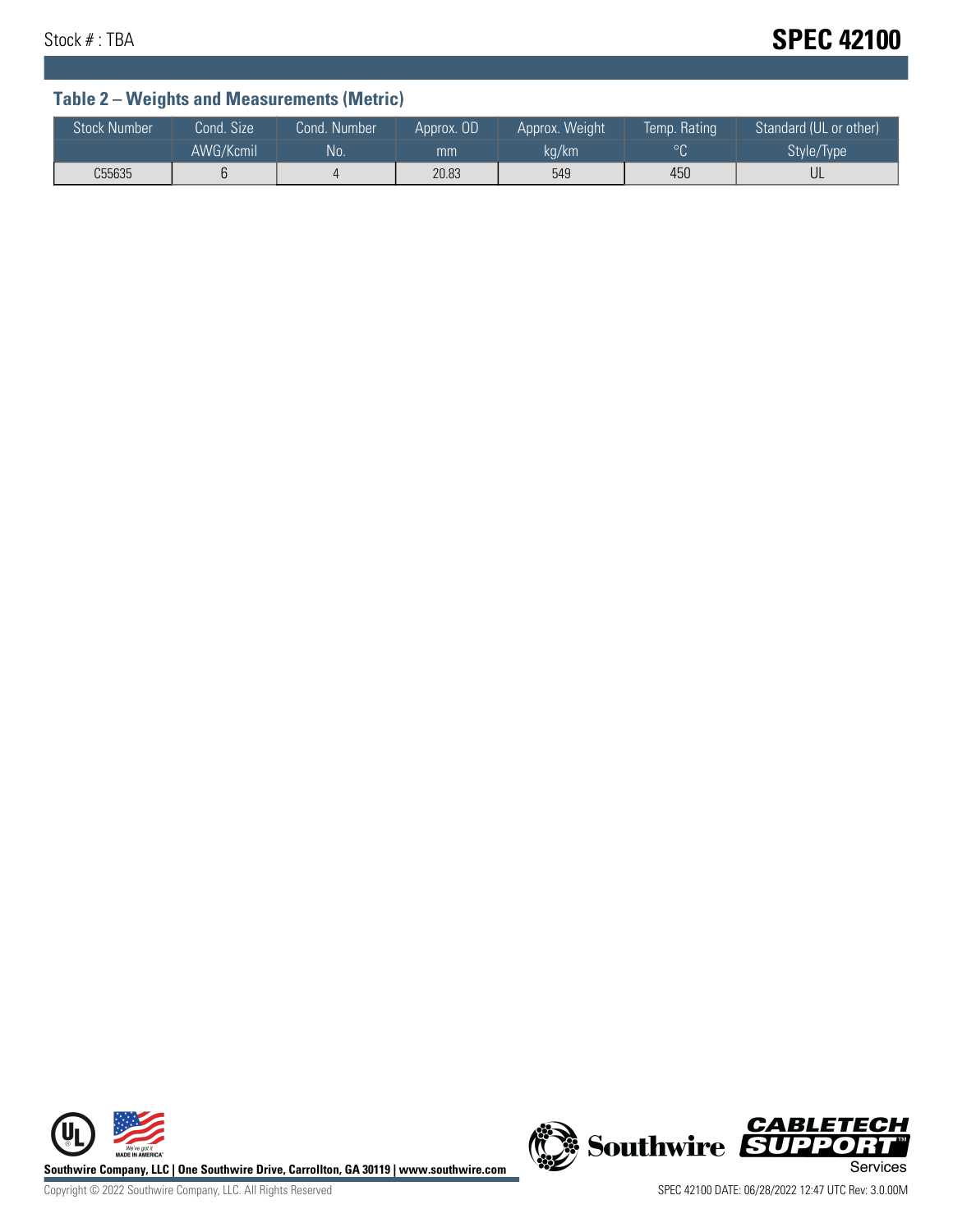### Table 2 – Weights and Measurements (Metric)

| Stock Number | Cond. Size | Cond. Number | Approx. OD | Approx. Weight | Temp. Rating | Standard (UL or other) |
|---|---|---|---|---|---|---|
| | AWG/Kcmil | No. | mm | kg/km | °C | Style/Type |
| C55635 | 6 | 4 | 20.83 | 549 | 450 | UL |